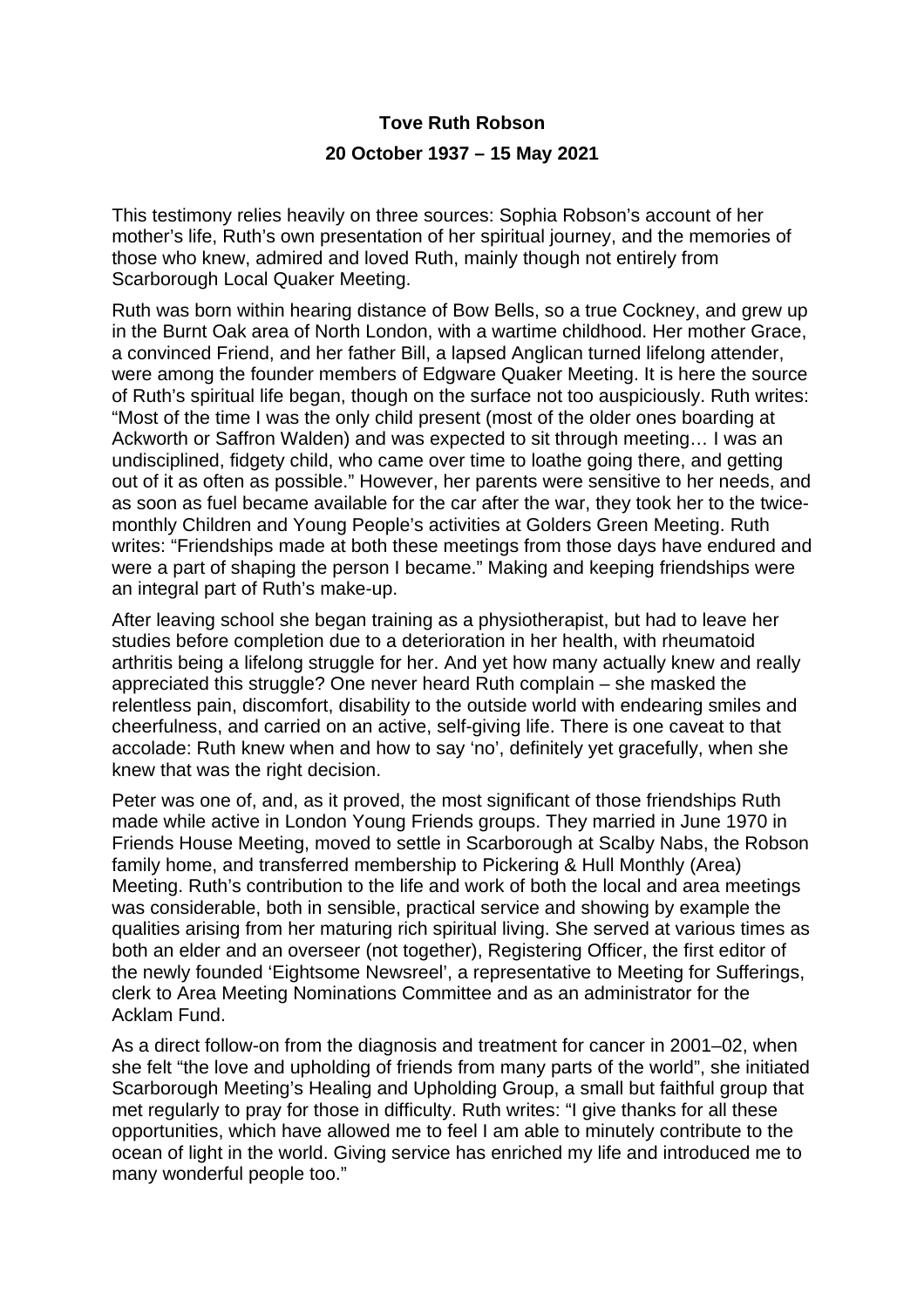**Tove Ruth Robson**

**20 October 1937 – 15 May 2021**

This testimony relies heavily on three sources: Sophia Robson's account of her mother's life, Ruth's own presentation of her spiritual journey, and the memories of those who knew, admired and loved Ruth, mainly though not entirely from Scarborough Local Quaker Meeting.

Ruth was born within hearing distance of Bow Bells, so a true Cockney, and grew up in the Burnt Oak area of North London, with a wartime childhood. Her mother Grace, a convinced Friend, and her father Bill, a lapsed Anglican turned lifelong attender, were among the founder members of Edgware Quaker Meeting. It is here the source of Ruth's spiritual life began, though on the surface not too auspiciously. Ruth writes: "Most of the time I was the only child present (most of the older ones boarding at Ackworth or Saffron Walden) and was expected to sit through meeting… I was an undisciplined, fidgety child, who came over time to loathe going there, and getting out of it as often as possible." However, her parents were sensitive to her needs, and as soon as fuel became available for the car after the war, they took her to the twice-monthly Children and Young People's activities at Golders Green Meeting. Ruth writes: "Friendships made at both these meetings from those days have endured and were a part of shaping the person I became." Making and keeping friendships were an integral part of Ruth's make-up.

After leaving school she began training as a physiotherapist, but had to leave her studies before completion due to a deterioration in her health, with rheumatoid arthritis being a lifelong struggle for her. And yet how many actually knew and really appreciated this struggle? One never heard Ruth complain – she masked the relentless pain, discomfort, disability to the outside world with endearing smiles and cheerfulness, and carried on an active, self-giving life. There is one caveat to that accolade: Ruth knew when and how to say 'no', definitely yet gracefully, when she knew that was the right decision.

Peter was one of, and, as it proved, the most significant of those friendships Ruth made while active in London Young Friends groups. They married in June 1970 in Friends House Meeting, moved to settle in Scarborough at Scalby Nabs, the Robson family home, and transferred membership to Pickering & Hull Monthly (Area) Meeting. Ruth's contribution to the life and work of both the local and area meetings was considerable, both in sensible, practical service and showing by example the qualities arising from her maturing rich spiritual living. She served at various times as both an elder and an overseer (not together), Registering Officer, the first editor of the newly founded 'Eightsome Newsreel', a representative to Meeting for Sufferings, clerk to Area Meeting Nominations Committee and as an administrator for the Acklam Fund.

As a direct follow-on from the diagnosis and treatment for cancer in 2001–02, when she felt "the love and upholding of friends from many parts of the world", she initiated Scarborough Meeting's Healing and Upholding Group, a small but faithful group that met regularly to pray for those in difficulty. Ruth writes: "I give thanks for all these opportunities, which have allowed me to feel I am able to minutely contribute to the ocean of light in the world. Giving service has enriched my life and introduced me to many wonderful people too."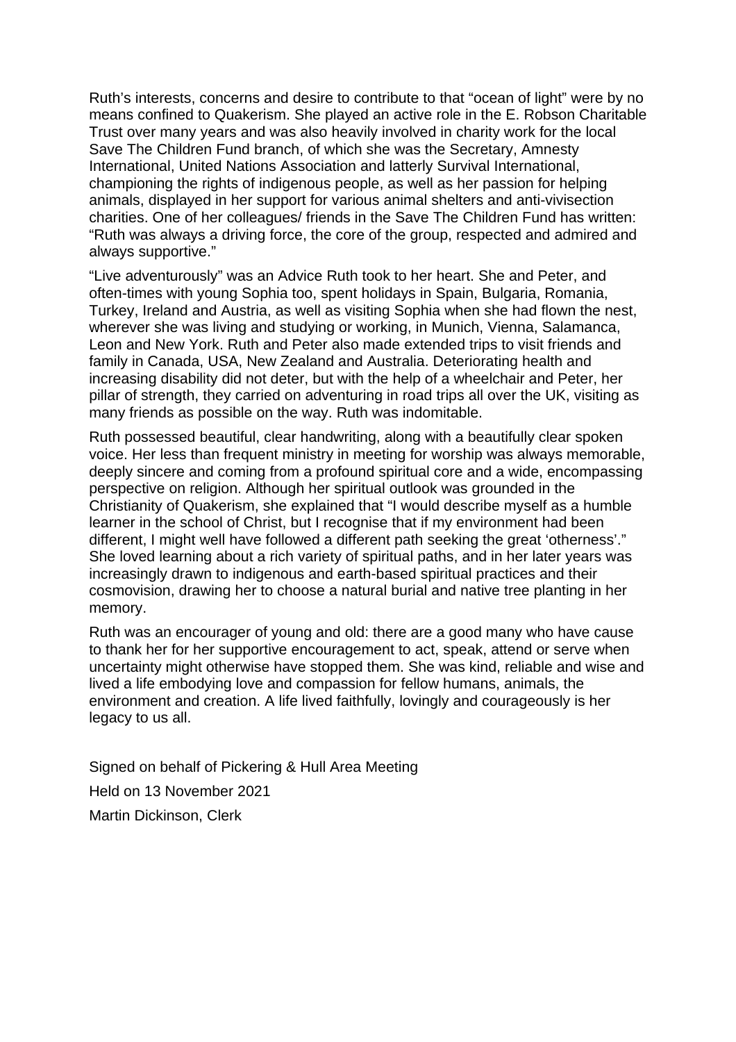Ruth's interests, concerns and desire to contribute to that "ocean of light" were by no means confined to Quakerism. She played an active role in the E. Robson Charitable Trust over many years and was also heavily involved in charity work for the local Save The Children Fund branch, of which she was the Secretary, Amnesty International, United Nations Association and latterly Survival International, championing the rights of indigenous people, as well as her passion for helping animals, displayed in her support for various animal shelters and anti-vivisection charities. One of her colleagues/ friends in the Save The Children Fund has written: "Ruth was always a driving force, the core of the group, respected and admired and always supportive."

"Live adventurously" was an Advice Ruth took to her heart. She and Peter, and often-times with young Sophia too, spent holidays in Spain, Bulgaria, Romania, Turkey, Ireland and Austria, as well as visiting Sophia when she had flown the nest, wherever she was living and studying or working, in Munich, Vienna, Salamanca, Leon and New York. Ruth and Peter also made extended trips to visit friends and family in Canada, USA, New Zealand and Australia. Deteriorating health and increasing disability did not deter, but with the help of a wheelchair and Peter, her pillar of strength, they carried on adventuring in road trips all over the UK, visiting as many friends as possible on the way. Ruth was indomitable.

Ruth possessed beautiful, clear handwriting, along with a beautifully clear spoken voice. Her less than frequent ministry in meeting for worship was always memorable, deeply sincere and coming from a profound spiritual core and a wide, encompassing perspective on religion. Although her spiritual outlook was grounded in the Christianity of Quakerism, she explained that "I would describe myself as a humble learner in the school of Christ, but I recognise that if my environment had been different, I might well have followed a different path seeking the great 'otherness'." She loved learning about a rich variety of spiritual paths, and in her later years was increasingly drawn to indigenous and earth-based spiritual practices and their cosmovision, drawing her to choose a natural burial and native tree planting in her memory.

Ruth was an encourager of young and old: there are a good many who have cause to thank her for her supportive encouragement to act, speak, attend or serve when uncertainty might otherwise have stopped them. She was kind, reliable and wise and lived a life embodying love and compassion for fellow humans, animals, the environment and creation. A life lived faithfully, lovingly and courageously is her legacy to us all.

Signed on behalf of Pickering & Hull Area Meeting

Held on 13 November 2021

Martin Dickinson, Clerk